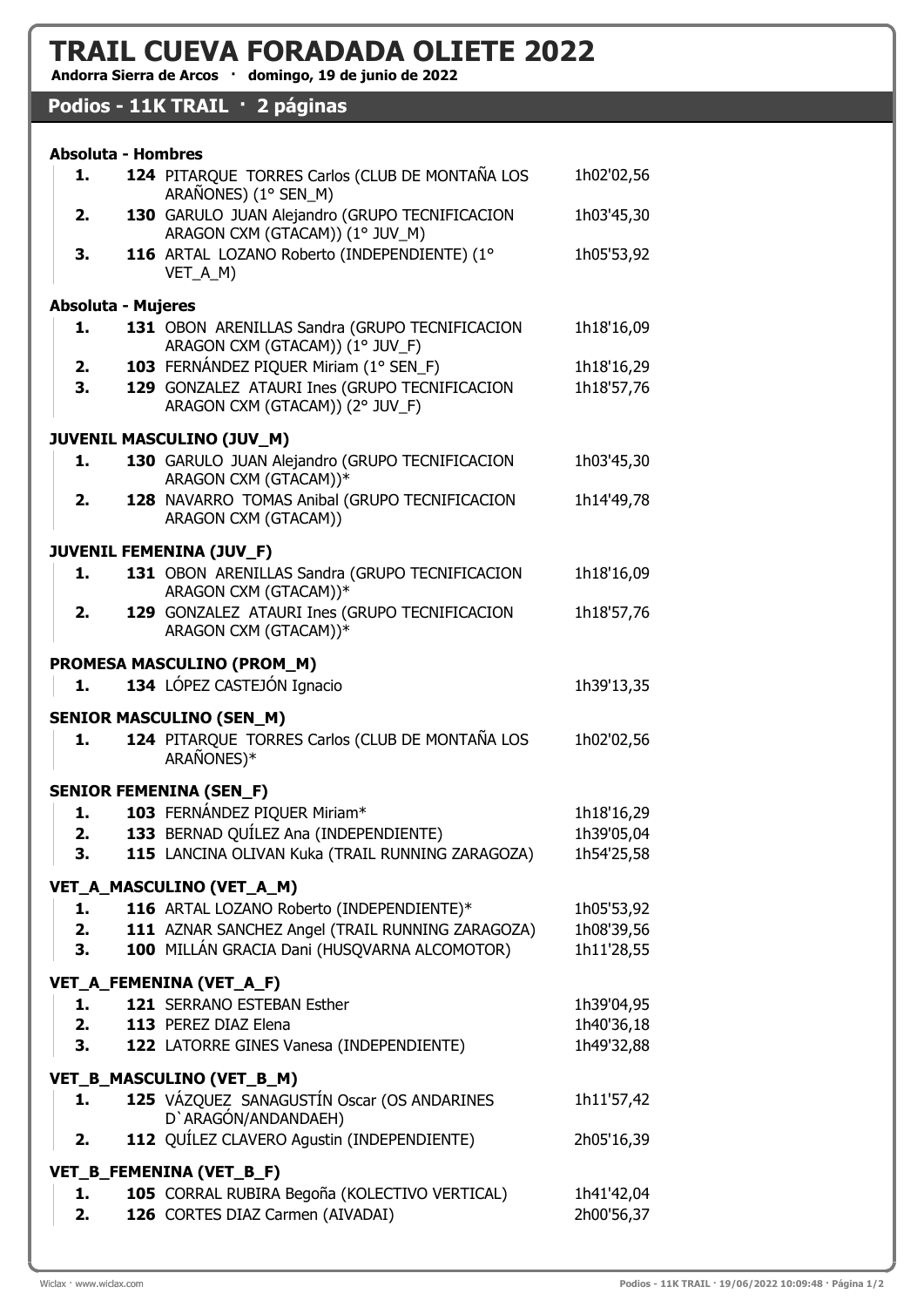# TRAIL CUEVA FORADADA OLIETE 2022

**Andorra Sierra de Arcos · domingo, 19 de junio de 2022**

## Podios - 11K TRAIL · 2 páginas

### Absoluta - Hombres

| Pos. | Dorsal | Nombre | Tiempo |
|---|---|---|---|
| 1. | 124 | PITARQUE TORRES Carlos (CLUB DE MONTAÑA LOS ARAÑONES) (1° SEN_M) | 1h02'02,56 |
| 2. | 130 | GARULO JUAN Alejandro (GRUPO TECNIFICACION ARAGON CXM (GTACAM)) (1° JUV_M) | 1h03'45,30 |
| 3. | 116 | ARTAL LOZANO Roberto (INDEPENDIENTE) (1° VET_A_M) | 1h05'53,92 |

### Absoluta - Mujeres

| Pos. | Dorsal | Nombre | Tiempo |
|---|---|---|---|
| 1. | 131 | OBON ARENILLAS Sandra (GRUPO TECNIFICACION ARAGON CXM (GTACAM)) (1° JUV_F) | 1h18'16,09 |
| 2. | 103 | FERNÁNDEZ PIQUER Miriam (1° SEN_F) | 1h18'16,29 |
| 3. | 129 | GONZALEZ ATAURI Ines (GRUPO TECNIFICACION ARAGON CXM (GTACAM)) (2° JUV_F) | 1h18'57,76 |

### JUVENIL MASCULINO (JUV_M)

| Pos. | Dorsal | Nombre | Tiempo |
|---|---|---|---|
| 1. | 130 | GARULO JUAN Alejandro (GRUPO TECNIFICACION ARAGON CXM (GTACAM))* | 1h03'45,30 |
| 2. | 128 | NAVARRO TOMAS Anibal (GRUPO TECNIFICACION ARAGON CXM (GTACAM)) | 1h14'49,78 |

### JUVENIL FEMENINA (JUV_F)

| Pos. | Dorsal | Nombre | Tiempo |
|---|---|---|---|
| 1. | 131 | OBON ARENILLAS Sandra (GRUPO TECNIFICACION ARAGON CXM (GTACAM))* | 1h18'16,09 |
| 2. | 129 | GONZALEZ ATAURI Ines (GRUPO TECNIFICACION ARAGON CXM (GTACAM))* | 1h18'57,76 |

### PROMESA MASCULINO (PROM_M)

| Pos. | Dorsal | Nombre | Tiempo |
|---|---|---|---|
| 1. | 134 | LÓPEZ CASTEJÓN Ignacio | 1h39'13,35 |

### SENIOR MASCULINO (SEN_M)

| Pos. | Dorsal | Nombre | Tiempo |
|---|---|---|---|
| 1. | 124 | PITARQUE TORRES Carlos (CLUB DE MONTAÑA LOS ARAÑONES)* | 1h02'02,56 |

### SENIOR FEMENINA (SEN_F)

| Pos. | Dorsal | Nombre | Tiempo |
|---|---|---|---|
| 1. | 103 | FERNÁNDEZ PIQUER Miriam* | 1h18'16,29 |
| 2. | 133 | BERNAD QUÍLEZ Ana (INDEPENDIENTE) | 1h39'05,04 |
| 3. | 115 | LANCINA OLIVAN Kuka (TRAIL RUNNING ZARAGOZA) | 1h54'25,58 |

### VET_A_MASCULINO (VET_A_M)

| Pos. | Dorsal | Nombre | Tiempo |
|---|---|---|---|
| 1. | 116 | ARTAL LOZANO Roberto (INDEPENDIENTE)* | 1h05'53,92 |
| 2. | 111 | AZNAR SANCHEZ Angel (TRAIL RUNNING ZARAGOZA) | 1h08'39,56 |
| 3. | 100 | MILLÁN GRACIA Dani (HUSQVARNA ALCOMOTOR) | 1h11'28,55 |

### VET_A_FEMENINA (VET_A_F)

| Pos. | Dorsal | Nombre | Tiempo |
|---|---|---|---|
| 1. | 121 | SERRANO ESTEBAN Esther | 1h39'04,95 |
| 2. | 113 | PEREZ DIAZ Elena | 1h40'36,18 |
| 3. | 122 | LATORRE GINES Vanesa (INDEPENDIENTE) | 1h49'32,88 |

### VET_B_MASCULINO (VET_B_M)

| Pos. | Dorsal | Nombre | Tiempo |
|---|---|---|---|
| 1. | 125 | VÁZQUEZ SANAGUSTÍN Oscar (OS ANDARINES D`ARAGÓN/ANDANDAEH) | 1h11'57,42 |
| 2. | 112 | QUÍLEZ CLAVERO Agustin (INDEPENDIENTE) | 2h05'16,39 |

### VET_B_FEMENINA (VET_B_F)

| Pos. | Dorsal | Nombre | Tiempo |
|---|---|---|---|
| 1. | 105 | CORRAL RUBIRA Begoña (KOLECTIVO VERTICAL) | 1h41'42,04 |
| 2. | 126 | CORTES DIAZ Carmen (AIVADAI) | 2h00'56,37 |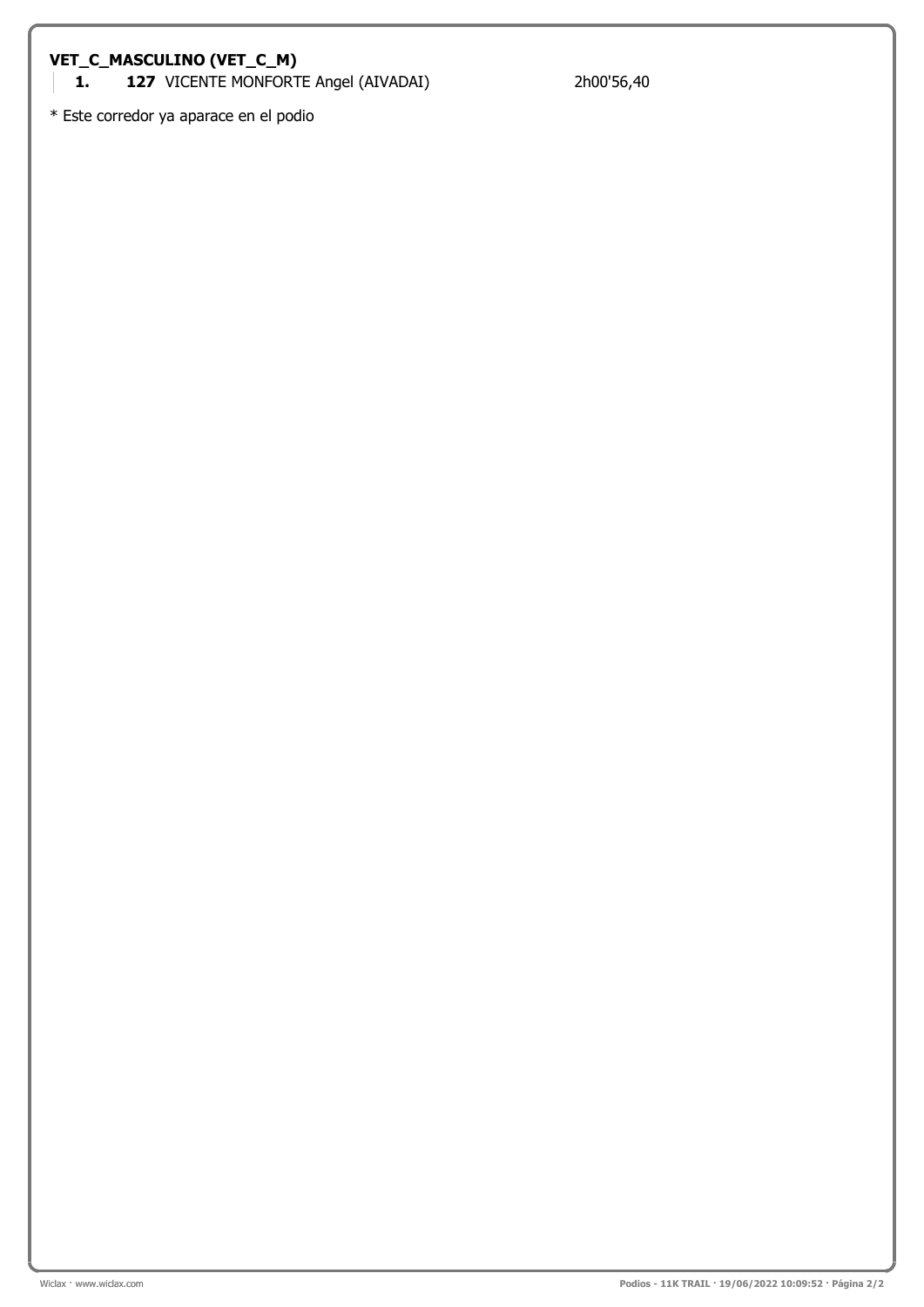### VET_C_MASCULINO (VET_C_M)

| | | | |
|---|---|---|---|
| **1.** | **127** | VICENTE MONFORTE Angel (AIVADAI) | 2h00'56,40 |

* Este corredor ya aparace en el podio